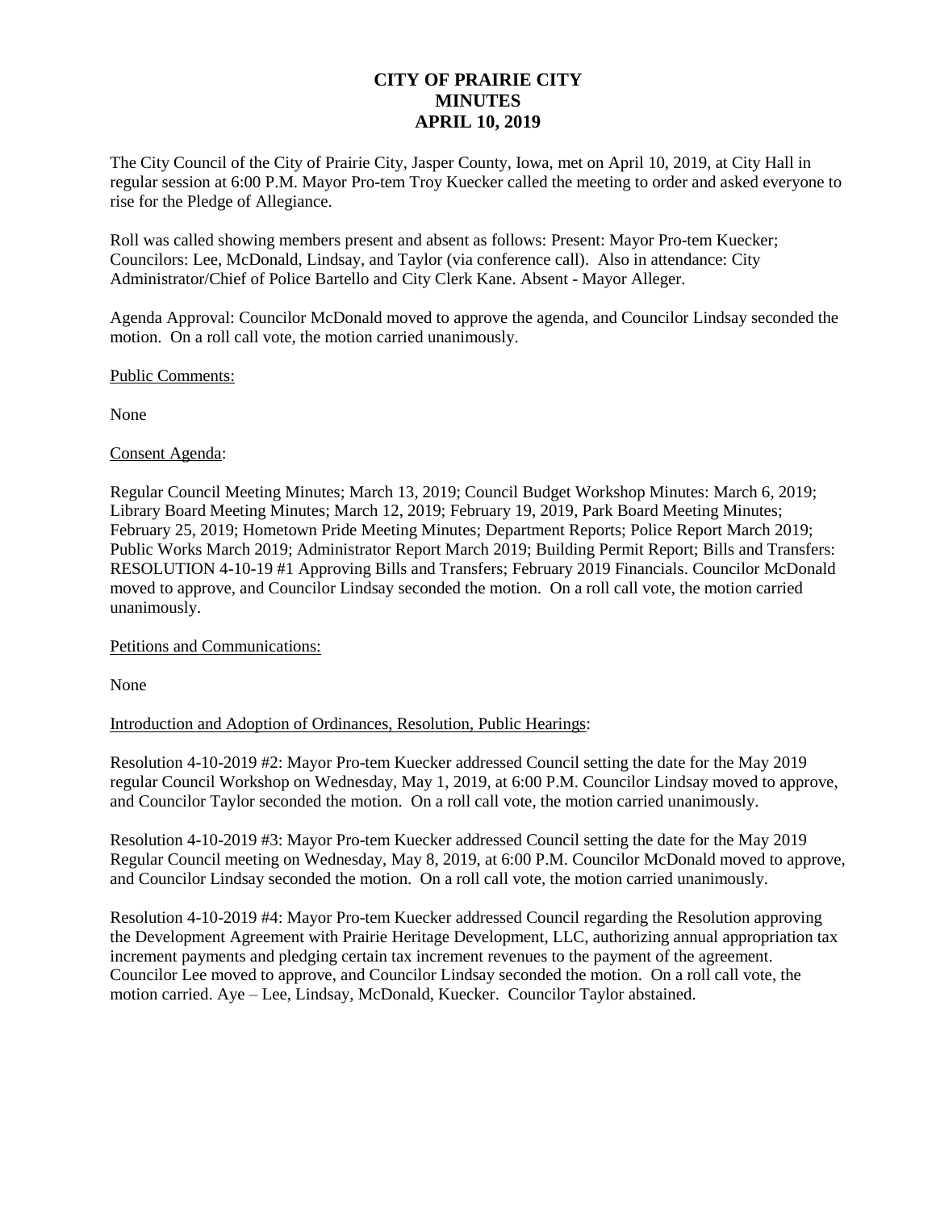# CITY OF PRAIRIE CITY
# MINUTES
# APRIL 10, 2019

The City Council of the City of Prairie City, Jasper County, Iowa, met on April 10, 2019, at City Hall in regular session at 6:00 P.M. Mayor Pro-tem Troy Kuecker called the meeting to order and asked everyone to rise for the Pledge of Allegiance.

Roll was called showing members present and absent as follows: Present: Mayor Pro-tem Kuecker; Councilors: Lee, McDonald, Lindsay, and Taylor (via conference call). Also in attendance: City Administrator/Chief of Police Bartello and City Clerk Kane. Absent - Mayor Alleger.

Agenda Approval: Councilor McDonald moved to approve the agenda, and Councilor Lindsay seconded the motion. On a roll call vote, the motion carried unanimously.

Public Comments:

None

Consent Agenda:

Regular Council Meeting Minutes; March 13, 2019; Council Budget Workshop Minutes: March 6, 2019; Library Board Meeting Minutes; March 12, 2019; February 19, 2019, Park Board Meeting Minutes; February 25, 2019; Hometown Pride Meeting Minutes; Department Reports; Police Report March 2019; Public Works March 2019; Administrator Report March 2019; Building Permit Report; Bills and Transfers: RESOLUTION 4-10-19 #1 Approving Bills and Transfers; February 2019 Financials. Councilor McDonald moved to approve, and Councilor Lindsay seconded the motion. On a roll call vote, the motion carried unanimously.

Petitions and Communications:

None

Introduction and Adoption of Ordinances, Resolution, Public Hearings:

Resolution 4-10-2019 #2: Mayor Pro-tem Kuecker addressed Council setting the date for the May 2019 regular Council Workshop on Wednesday, May 1, 2019, at 6:00 P.M. Councilor Lindsay moved to approve, and Councilor Taylor seconded the motion. On a roll call vote, the motion carried unanimously.

Resolution 4-10-2019 #3: Mayor Pro-tem Kuecker addressed Council setting the date for the May 2019 Regular Council meeting on Wednesday, May 8, 2019, at 6:00 P.M. Councilor McDonald moved to approve, and Councilor Lindsay seconded the motion. On a roll call vote, the motion carried unanimously.

Resolution 4-10-2019 #4: Mayor Pro-tem Kuecker addressed Council regarding the Resolution approving the Development Agreement with Prairie Heritage Development, LLC, authorizing annual appropriation tax increment payments and pledging certain tax increment revenues to the payment of the agreement. Councilor Lee moved to approve, and Councilor Lindsay seconded the motion. On a roll call vote, the motion carried. Aye – Lee, Lindsay, McDonald, Kuecker. Councilor Taylor abstained.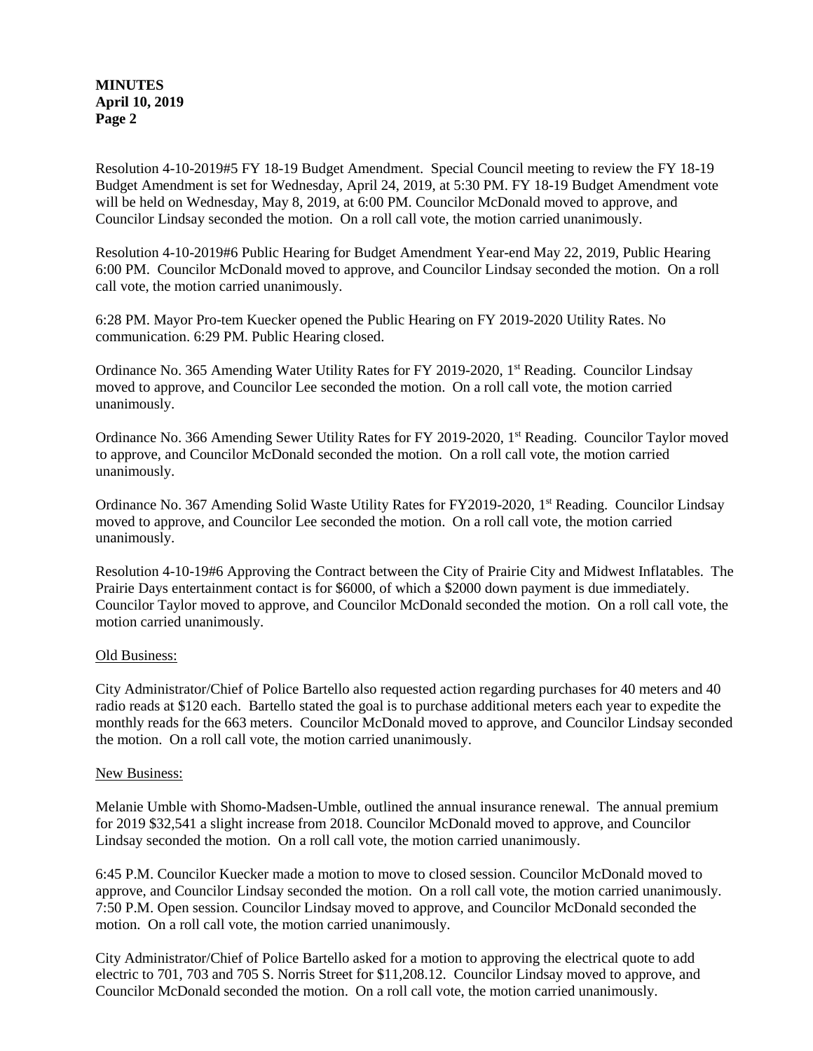Resolution 4-10-2019#5 FY 18-19 Budget Amendment. Special Council meeting to review the FY 18-19 Budget Amendment is set for Wednesday, April 24, 2019, at 5:30 PM. FY 18-19 Budget Amendment vote will be held on Wednesday, May 8, 2019, at 6:00 PM. Councilor McDonald moved to approve, and Councilor Lindsay seconded the motion. On a roll call vote, the motion carried unanimously.

Resolution 4-10-2019#6 Public Hearing for Budget Amendment Year-end May 22, 2019, Public Hearing 6:00 PM. Councilor McDonald moved to approve, and Councilor Lindsay seconded the motion. On a roll call vote, the motion carried unanimously.

6:28 PM. Mayor Pro-tem Kuecker opened the Public Hearing on FY 2019-2020 Utility Rates. No communication. 6:29 PM. Public Hearing closed.

Ordinance No. 365 Amending Water Utility Rates for FY 2019-2020, 1st Reading. Councilor Lindsay moved to approve, and Councilor Lee seconded the motion. On a roll call vote, the motion carried unanimously.

Ordinance No. 366 Amending Sewer Utility Rates for FY 2019-2020, 1st Reading. Councilor Taylor moved to approve, and Councilor McDonald seconded the motion. On a roll call vote, the motion carried unanimously.

Ordinance No. 367 Amending Solid Waste Utility Rates for FY2019-2020, 1st Reading. Councilor Lindsay moved to approve, and Councilor Lee seconded the motion. On a roll call vote, the motion carried unanimously.

Resolution 4-10-19#6 Approving the Contract between the City of Prairie City and Midwest Inflatables. The Prairie Days entertainment contact is for $6000, of which a $2000 down payment is due immediately. Councilor Taylor moved to approve, and Councilor McDonald seconded the motion. On a roll call vote, the motion carried unanimously.

Old Business:

City Administrator/Chief of Police Bartello also requested action regarding purchases for 40 meters and 40 radio reads at $120 each. Bartello stated the goal is to purchase additional meters each year to expedite the monthly reads for the 663 meters. Councilor McDonald moved to approve, and Councilor Lindsay seconded the motion. On a roll call vote, the motion carried unanimously.

New Business:

Melanie Umble with Shomo-Madsen-Umble, outlined the annual insurance renewal. The annual premium for 2019 $32,541 a slight increase from 2018. Councilor McDonald moved to approve, and Councilor Lindsay seconded the motion. On a roll call vote, the motion carried unanimously.

6:45 P.M. Councilor Kuecker made a motion to move to closed session. Councilor McDonald moved to approve, and Councilor Lindsay seconded the motion. On a roll call vote, the motion carried unanimously. 7:50 P.M. Open session. Councilor Lindsay moved to approve, and Councilor McDonald seconded the motion. On a roll call vote, the motion carried unanimously.

City Administrator/Chief of Police Bartello asked for a motion to approving the electrical quote to add electric to 701, 703 and 705 S. Norris Street for $11,208.12. Councilor Lindsay moved to approve, and Councilor McDonald seconded the motion. On a roll call vote, the motion carried unanimously.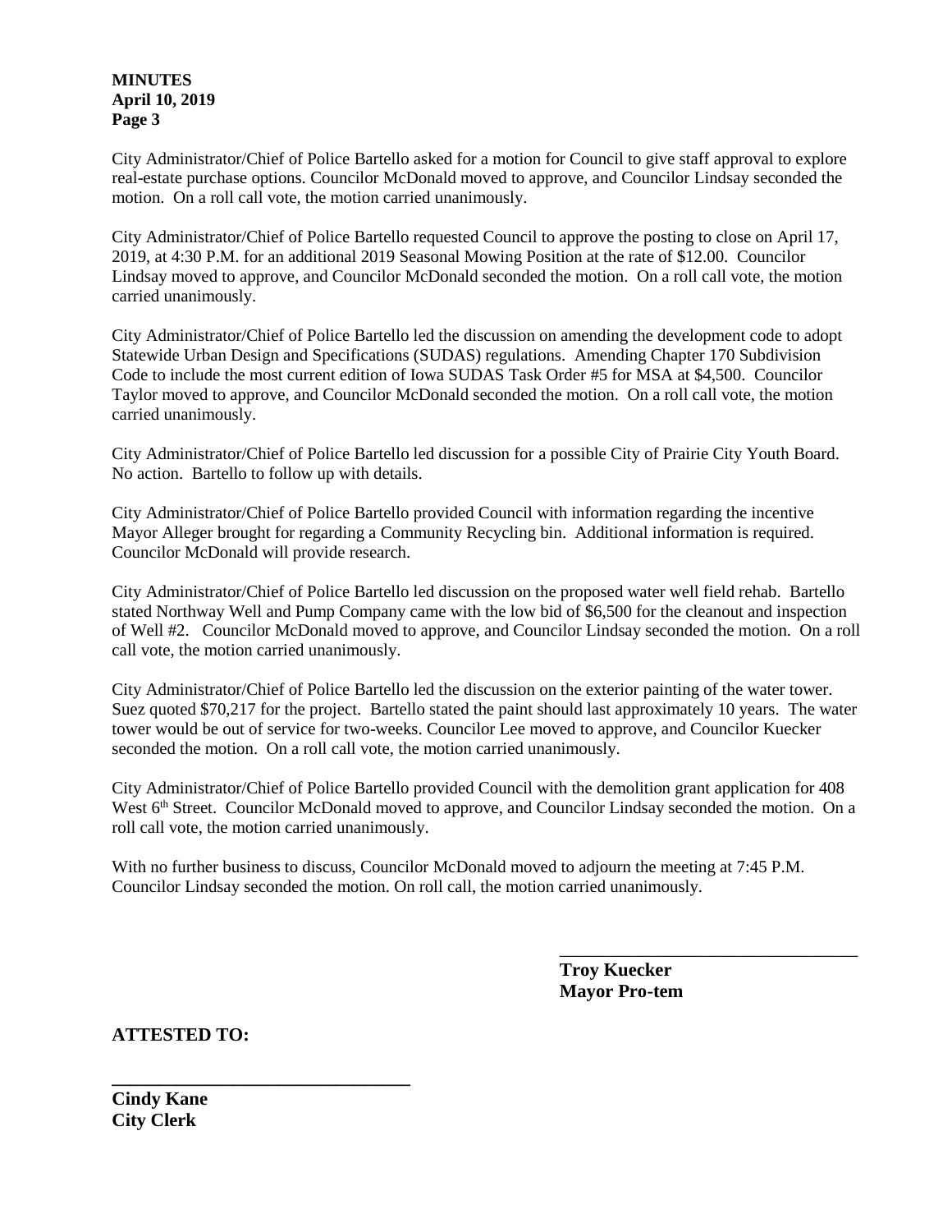City Administrator/Chief of Police Bartello asked for a motion for Council to give staff approval to explore real-estate purchase options. Councilor McDonald moved to approve, and Councilor Lindsay seconded the motion. On a roll call vote, the motion carried unanimously.

City Administrator/Chief of Police Bartello requested Council to approve the posting to close on April 17, 2019, at 4:30 P.M. for an additional 2019 Seasonal Mowing Position at the rate of $12.00. Councilor Lindsay moved to approve, and Councilor McDonald seconded the motion. On a roll call vote, the motion carried unanimously.

City Administrator/Chief of Police Bartello led the discussion on amending the development code to adopt Statewide Urban Design and Specifications (SUDAS) regulations. Amending Chapter 170 Subdivision Code to include the most current edition of Iowa SUDAS Task Order #5 for MSA at $4,500. Councilor Taylor moved to approve, and Councilor McDonald seconded the motion. On a roll call vote, the motion carried unanimously.

City Administrator/Chief of Police Bartello led discussion for a possible City of Prairie City Youth Board. No action. Bartello to follow up with details.

City Administrator/Chief of Police Bartello provided Council with information regarding the incentive Mayor Alleger brought for regarding a Community Recycling bin. Additional information is required. Councilor McDonald will provide research.

City Administrator/Chief of Police Bartello led discussion on the proposed water well field rehab. Bartello stated Northway Well and Pump Company came with the low bid of $6,500 for the cleanout and inspection of Well #2. Councilor McDonald moved to approve, and Councilor Lindsay seconded the motion. On a roll call vote, the motion carried unanimously.

City Administrator/Chief of Police Bartello led the discussion on the exterior painting of the water tower. Suez quoted $70,217 for the project. Bartello stated the paint should last approximately 10 years. The water tower would be out of service for two-weeks. Councilor Lee moved to approve, and Councilor Kuecker seconded the motion. On a roll call vote, the motion carried unanimously.

City Administrator/Chief of Police Bartello provided Council with the demolition grant application for 408 West 6th Street. Councilor McDonald moved to approve, and Councilor Lindsay seconded the motion. On a roll call vote, the motion carried unanimously.

With no further business to discuss, Councilor McDonald moved to adjourn the meeting at 7:45 P.M. Councilor Lindsay seconded the motion. On roll call, the motion carried unanimously.

\_\_\_\_\_\_\_\_\_\_\_\_\_\_\_\_\_\_\_\_\_\_\_\_\_\_\_\_\_\_\_\_\_\_

**Troy Kuecker**
**Mayor Pro-tem**

**ATTESTED TO:**

\_\_\_\_\_\_\_\_\_\_\_\_\_\_\_\_\_\_\_\_\_\_\_\_\_\_\_\_\_\_\_\_\_\_

**Cindy Kane**
**City Clerk**